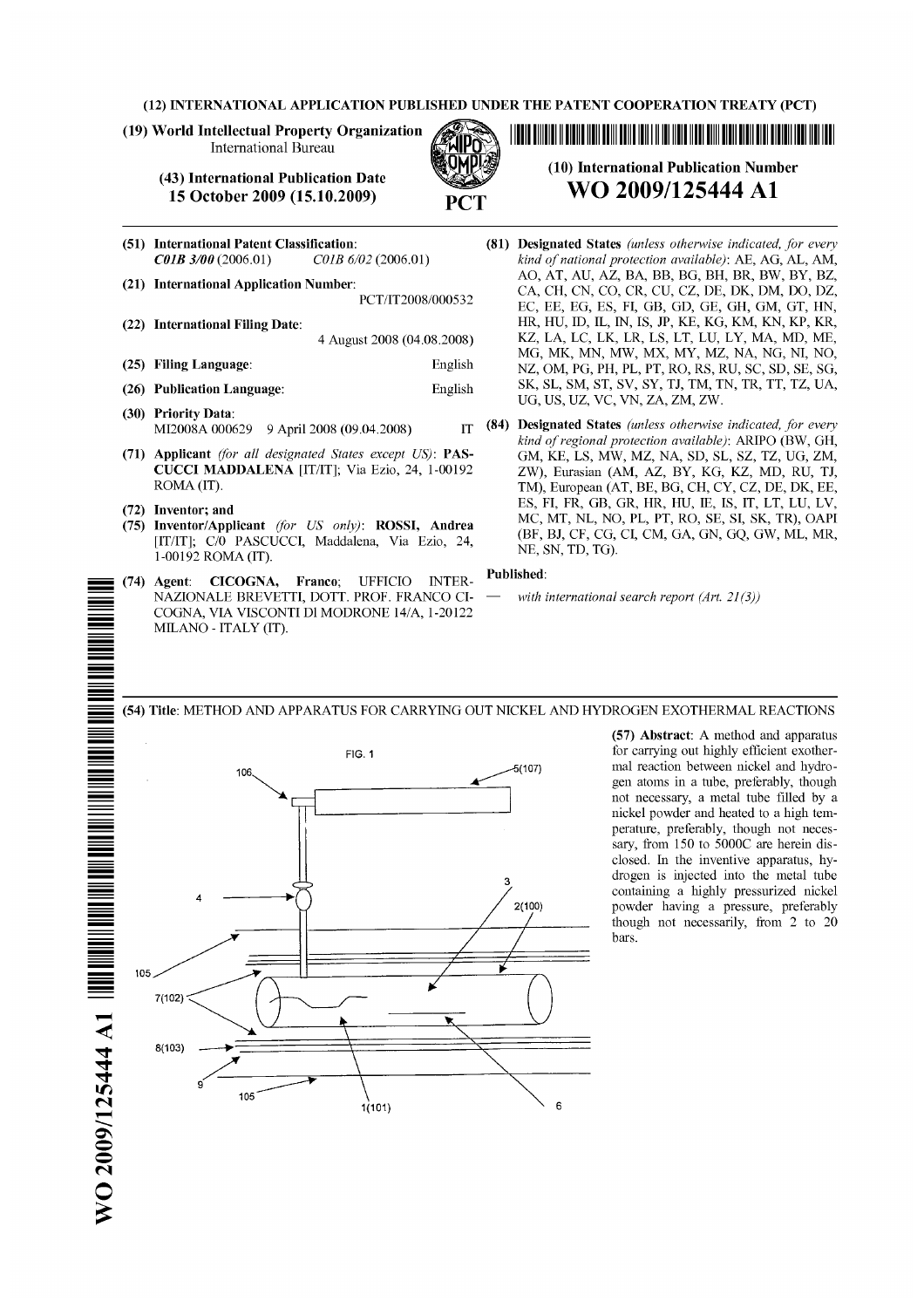(12) INTERNATIONAL APPLICATION PUBLISHED UNDER THE PATENT COOPERATION TREATY (PCT)

(19) World Intellectual Property Organization
International Bureau

(43) International Publication Date
15 October 2009 (15.10.2009)

PCT

(10) International Publication Number
**WO 2009/125444 A1**

(51) International Patent Classification:
***C01B 3/00*** (2006.01) *C01B 6/02* (2006.01)

(21) International Application Number:
PCT/IT2008/000532

(22) International Filing Date:
4 August 2008 (04.08.2008)

(25) Filing Language: English

(26) Publication Language: English

(30) Priority Data:
MI2008A 000629 9 April 2008 (09.04.2008) IT

(71) Applicant *(for all designated States except US)*: **PASCUCCI MADDALENA** [IT/IT]; Via Ezio, 24, 1-00192 ROMA (IT).

(72) Inventor; and

(75) Inventor/Applicant *(for US only)*: **ROSSI, Andrea** [IT/IT]; C/0 PASCUCCI, Maddalena, Via Ezio, 24, 1-00192 ROMA (IT).

(74) Agent: **CICOGNA, Franco**; UFFICIO INTERNAZIONALE BREVETTI, DOTT. PROF. FRANCO CICOGNA, VIA VISCONTI DI MODRONE 14/A, 1-20122 MILANO - ITALY (IT).

(81) Designated States *(unless otherwise indicated, for every kind of national protection available)*: AE, AG, AL, AM, AO, AT, AU, AZ, BA, BB, BG, BH, BR, BW, BY, BZ, CA, CH, CN, CO, CR, CU, CZ, DE, DK, DM, DO, DZ, EC, EE, EG, ES, FI, GB, GD, GE, GH, GM, GT, HN, HR, HU, ID, IL, IN, IS, JP, KE, KG, KM, KN, KP, KR, KZ, LA, LC, LK, LR, LS, LT, LU, LY, MA, MD, ME, MG, MK, MN, MW, MX, MY, MZ, NA, NG, NI, NO, NZ, OM, PG, PH, PL, PT, RO, RS, RU, SC, SD, SE, SG, SK, SL, SM, ST, SV, SY, TJ, TM, TN, TR, TT, TZ, UA, UG, US, UZ, VC, VN, ZA, ZM, ZW.

(84) Designated States *(unless otherwise indicated, for every kind of regional protection available)*: ARIPO (BW, GH, GM, KE, LS, MW, MZ, NA, SD, SL, SZ, TZ, UG, ZM, ZW), Eurasian (AM, AZ, BY, KG, KZ, MD, RU, TJ, TM), European (AT, BE, BG, CH, CY, CZ, DE, DK, EE, ES, FI, FR, GB, GR, HR, HU, IE, IS, IT, LT, LU, LV, MC, MT, NL, NO, PL, PT, RO, SE, SI, SK, TR), OAPI (BF, BJ, CF, CG, CI, CM, GA, GN, GQ, GW, ML, MR, NE, SN, TD, TG).

**Published**:

— *with international search report (Art. 21(3))*

(54) Title: METHOD AND APPARATUS FOR CARRYING OUT NICKEL AND HYDROGEN EXOTHERMAL REACTIONS

FIG. 1

(57) Abstract: A method and apparatus for carrying out highly efficient exothermal reaction between nickel and hydrogen atoms in a tube, preferably, though not necessary, a metal tube filled by a nickel powder and heated to a high temperature, preferably, though not necessary, from 150 to 5000C are herein disclosed. In the inventive apparatus, hydrogen is injected into the metal tube containing a highly pressurized nickel powder having a pressure, preferably though not necessarily, from 2 to 20 bars.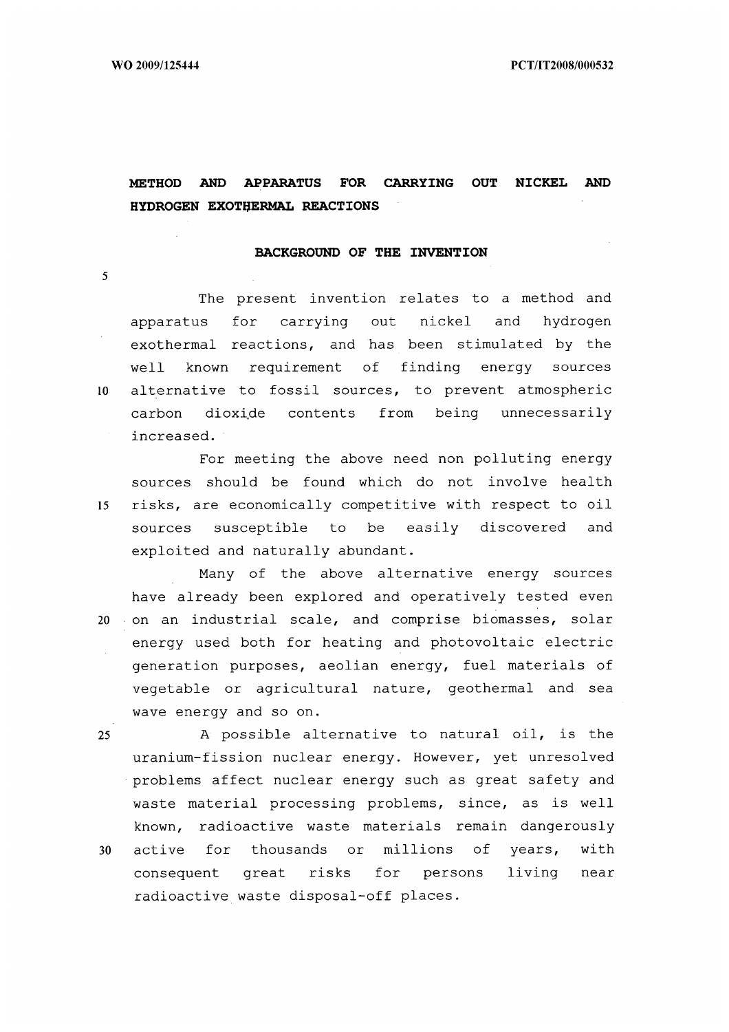# METHOD AND APPARATUS FOR CARRYING OUT NICKEL AND HYDROGEN EXOTHERMAL REACTIONS

## BACKGROUND OF THE INVENTION

The present invention relates to a method and apparatus for carrying out nickel and hydrogen exothermal reactions, and has been stimulated by the well known requirement of finding energy sources alternative to fossil sources, to prevent atmospheric carbon dioxide contents from being unnecessarily increased.

For meeting the above need non polluting energy sources should be found which do not involve health risks, are economically competitive with respect to oil sources susceptible to be easily discovered and exploited and naturally abundant.

Many of the above alternative energy sources have already been explored and operatively tested even on an industrial scale, and comprise biomasses, solar energy used both for heating and photovoltaic electric generation purposes, aeolian energy, fuel materials of vegetable or agricultural nature, geothermal and sea wave energy and so on.

A possible alternative to natural oil, is the uranium-fission nuclear energy. However, yet unresolved problems affect nuclear energy such as great safety and waste material processing problems, since, as is well known, radioactive waste materials remain dangerously active for thousands or millions of years, with consequent great risks for persons living near radioactive waste disposal-off places.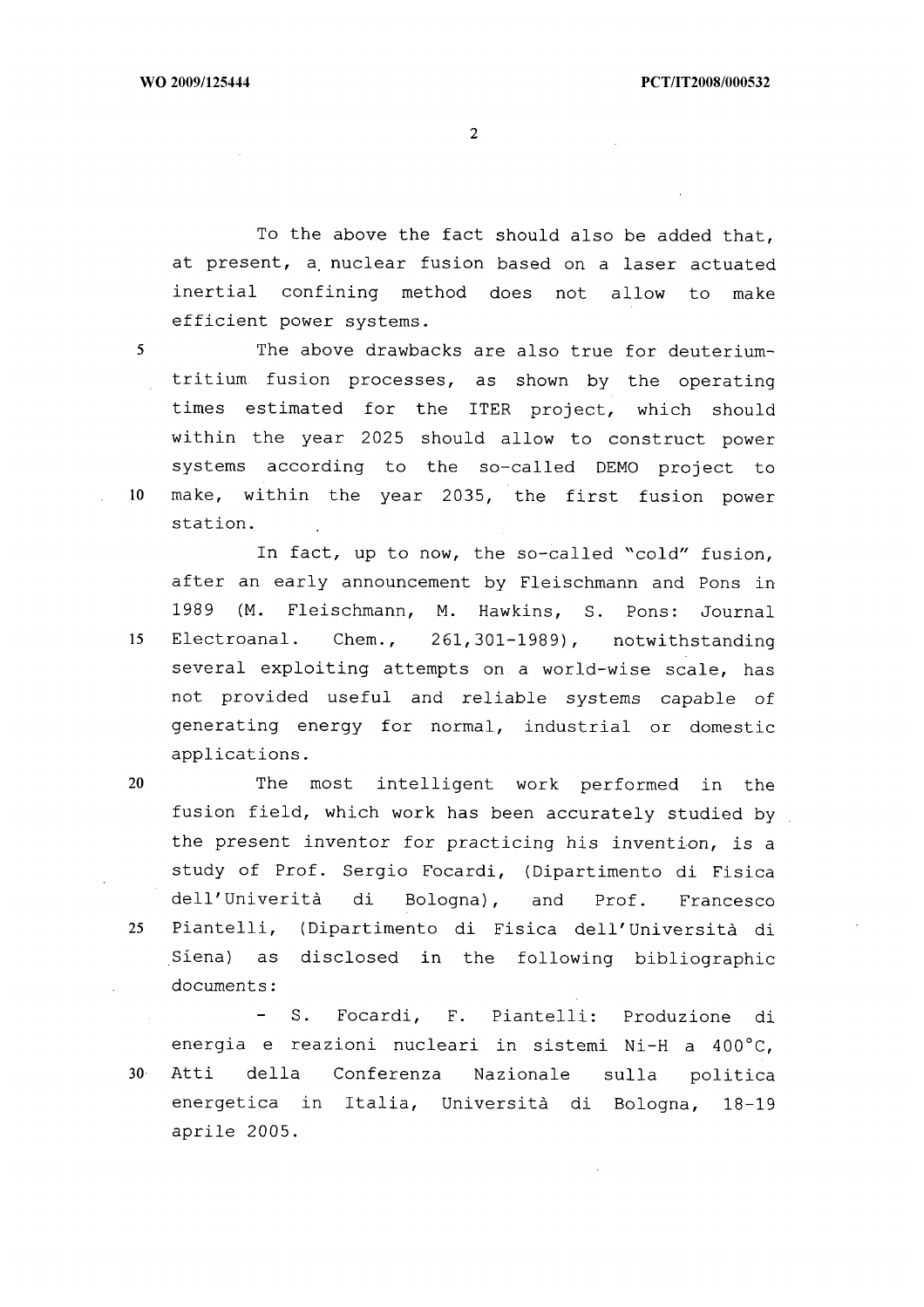To the above the fact should also be added that, at present, a nuclear fusion based on a laser actuated inertial confining method does not allow to make efficient power systems.

The above drawbacks are also true for deuterium-tritium fusion processes, as shown by the operating times estimated for the ITER project, which should within the year 2025 should allow to construct power systems according to the so-called DEMO project to make, within the year 2035, the first fusion power station.

In fact, up to now, the so-called "cold" fusion, after an early announcement by Fleischmann and Pons in 1989 (M. Fleischmann, M. Hawkins, S. Pons: Journal Electroanal. Chem., 261,301-1989), notwithstanding several exploiting attempts on a world-wise scale, has not provided useful and reliable systems capable of generating energy for normal, industrial or domestic applications.

The most intelligent work performed in the fusion field, which work has been accurately studied by the present inventor for practicing his invention, is a study of Prof. Sergio Focardi, (Dipartimento di Fisica dell'Univerità di Bologna), and Prof. Francesco Piantelli, (Dipartimento di Fisica dell'Università di Siena) as disclosed in the following bibliographic documents:

- S. Focardi, F. Piantelli: Produzione di energia e reazioni nucleari in sistemi Ni-H a 400°C, Atti della Conferenza Nazionale sulla politica energetica in Italia, Università di Bologna, 18-19 aprile 2005.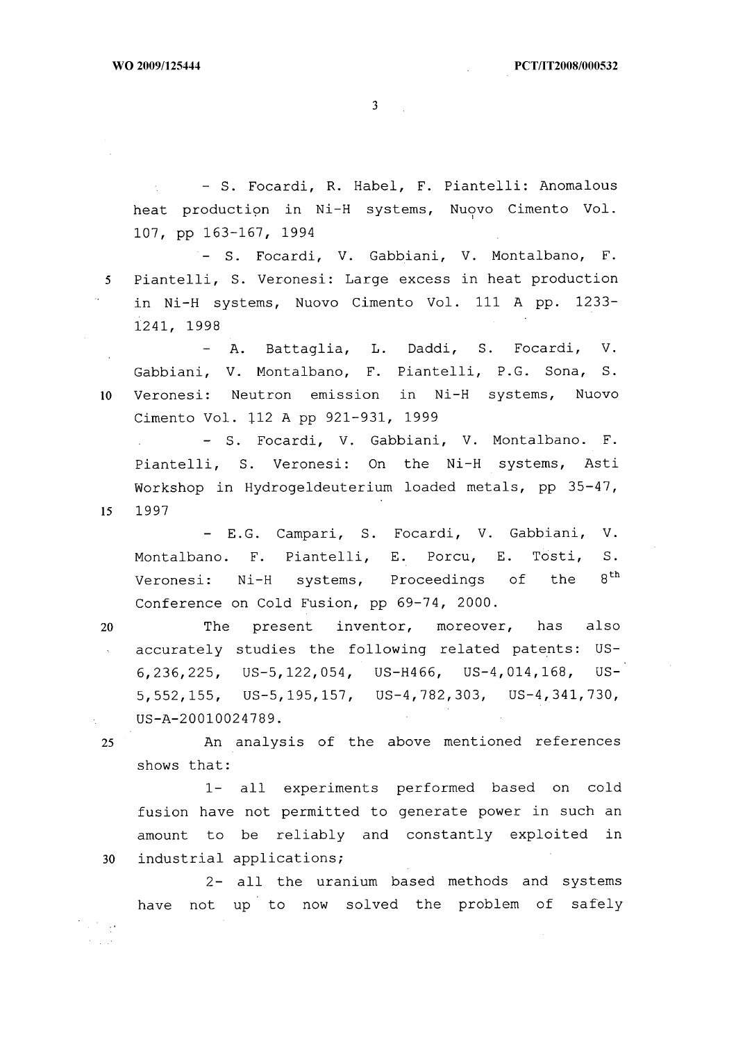- S. Focardi, R. Habel, F. Piantelli: Anomalous heat production in Ni-H systems, Nuovo Cimento Vol. 107, pp 163-167, 1994

- S. Focardi, V. Gabbiani, V. Montalbano, F. Piantelli, S. Veronesi: Large excess in heat production in Ni-H systems, Nuovo Cimento Vol. 111 A pp. 1233-1241, 1998

- A. Battaglia, L. Daddi, S. Focardi, V. Gabbiani, V. Montalbano, F. Piantelli, P.G. Sona, S. Veronesi: Neutron emission in Ni-H systems, Nuovo Cimento Vol. 112 A pp 921-931, 1999

- S. Focardi, V. Gabbiani, V. Montalbano. F. Piantelli, S. Veronesi: On the Ni-H systems, Asti Workshop in Hydrogeldeuterium loaded metals, pp 35-47, 1997

- E.G. Campari, S. Focardi, V. Gabbiani, V. Montalbano. F. Piantelli, E. Porcu, E. Tosti, S. Veronesi: Ni-H systems, Proceedings of the 8th Conference on Cold Fusion, pp 69-74, 2000.

The present inventor, moreover, has also accurately studies the following related patents: US-6,236,225, US-5,122,054, US-H466, US-4,014,168, US-5,552,155, US-5,195,157, US-4,782,303, US-4,341,730, US-A-20010024789.

An analysis of the above mentioned references shows that:

1- all experiments performed based on cold fusion have not permitted to generate power in such an amount to be reliably and constantly exploited in industrial applications;

2- all the uranium based methods and systems have not up to now solved the problem of safely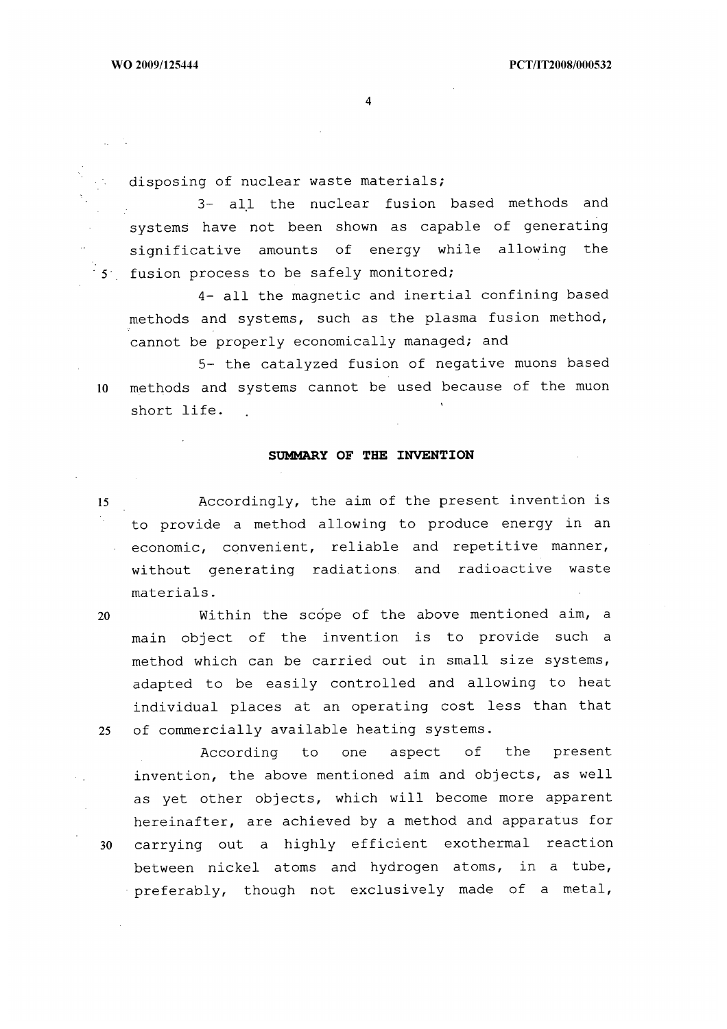disposing of nuclear waste materials;

3- all the nuclear fusion based methods and systems have not been shown as capable of generating significative amounts of energy while allowing the fusion process to be safely monitored;

4- all the magnetic and inertial confining based methods and systems, such as the plasma fusion method, cannot be properly economically managed; and

5- the catalyzed fusion of negative muons based methods and systems cannot be used because of the muon short life.

## SUMMARY OF THE INVENTION

Accordingly, the aim of the present invention is to provide a method allowing to produce energy in an economic, convenient, reliable and repetitive manner, without generating radiations and radioactive waste materials.

Within the scope of the above mentioned aim, a main object of the invention is to provide such a method which can be carried out in small size systems, adapted to be easily controlled and allowing to heat individual places at an operating cost less than that of commercially available heating systems.

According to one aspect of the present invention, the above mentioned aim and objects, as well as yet other objects, which will become more apparent hereinafter, are achieved by a method and apparatus for carrying out a highly efficient exothermal reaction between nickel atoms and hydrogen atoms, in a tube, preferably, though not exclusively made of a metal,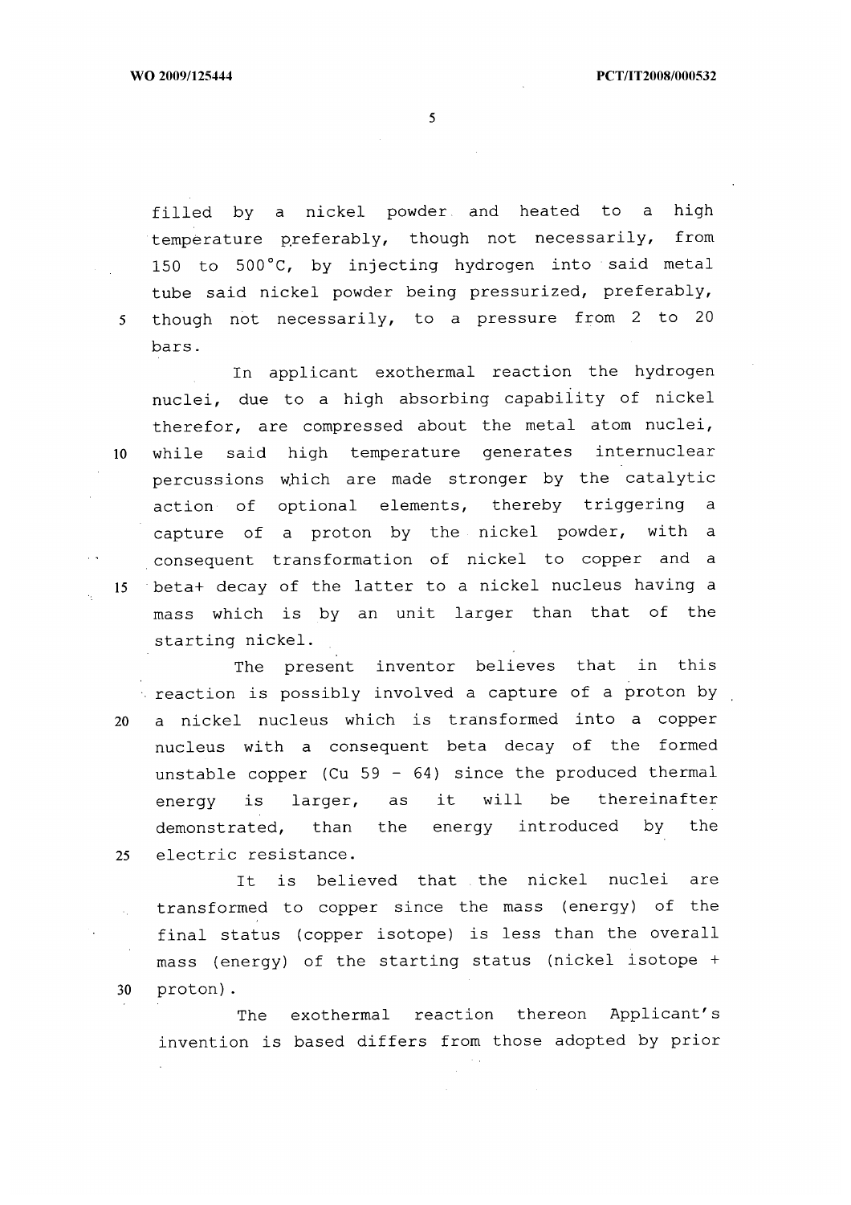filled by a nickel powder and heated to a high temperature preferably, though not necessarily, from 150 to 500°C, by injecting hydrogen into said metal tube said nickel powder being pressurized, preferably, though not necessarily, to a pressure from 2 to 20 bars.

In applicant exothermal reaction the hydrogen nuclei, due to a high absorbing capability of nickel therefor, are compressed about the metal atom nuclei, while said high temperature generates internuclear percussions which are made stronger by the catalytic action of optional elements, thereby triggering a capture of a proton by the nickel powder, with a consequent transformation of nickel to copper and a beta+ decay of the latter to a nickel nucleus having a mass which is by an unit larger than that of the starting nickel.

The present inventor believes that in this reaction is possibly involved a capture of a proton by a nickel nucleus which is transformed into a copper nucleus with a consequent beta decay of the formed unstable copper (Cu 59 - 64) since the produced thermal energy is larger, as it will be thereinafter demonstrated, than the energy introduced by the electric resistance.

It is believed that the nickel nuclei are transformed to copper since the mass (energy) of the final status (copper isotope) is less than the overall mass (energy) of the starting status (nickel isotope + proton).

The exothermal reaction thereon Applicant's invention is based differs from those adopted by prior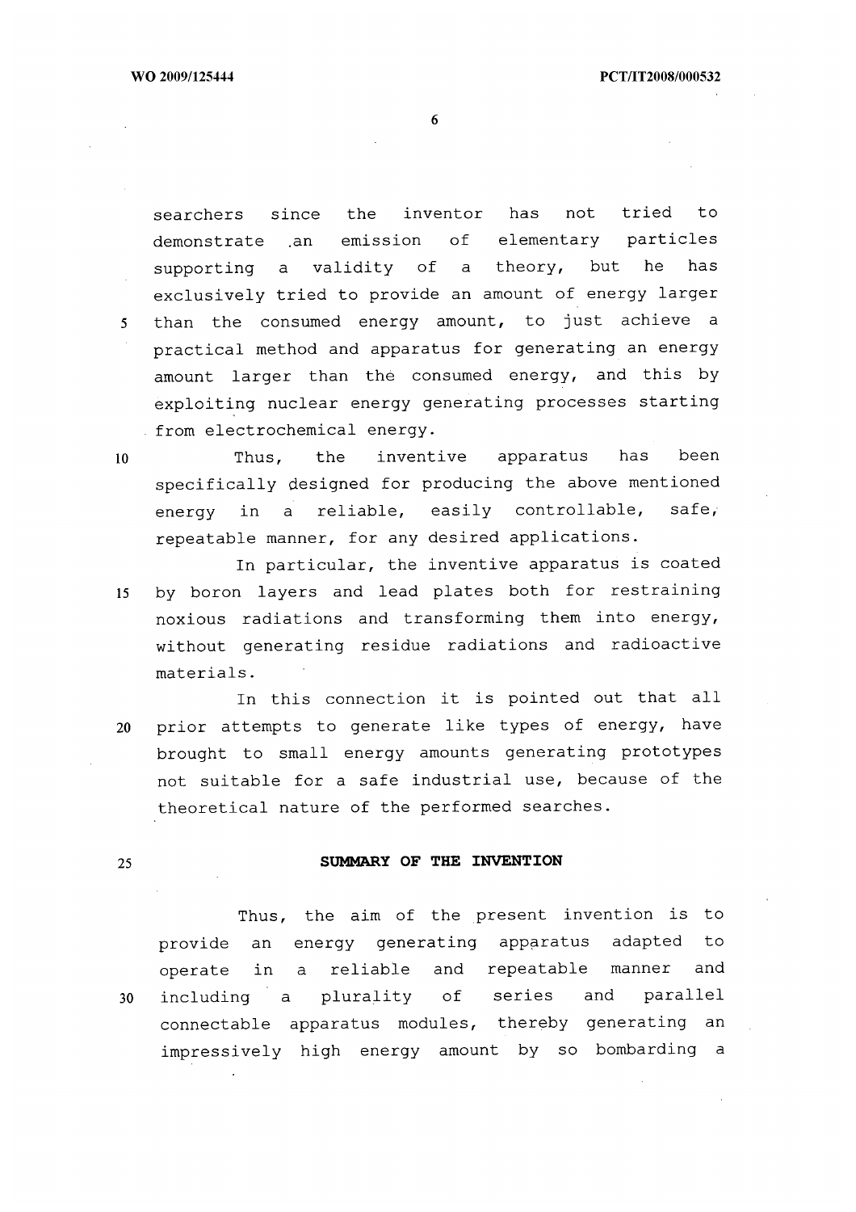searchers since the inventor has not tried to demonstrate an emission of elementary particles supporting a validity of a theory, but he has exclusively tried to provide an amount of energy larger than the consumed energy amount, to just achieve a practical method and apparatus for generating an energy amount larger than the consumed energy, and this by exploiting nuclear energy generating processes starting from electrochemical energy.

Thus, the inventive apparatus has been specifically designed for producing the above mentioned energy in a reliable, easily controllable, safe, repeatable manner, for any desired applications.

In particular, the inventive apparatus is coated by boron layers and lead plates both for restraining noxious radiations and transforming them into energy, without generating residue radiations and radioactive materials.

In this connection it is pointed out that all prior attempts to generate like types of energy, have brought to small energy amounts generating prototypes not suitable for a safe industrial use, because of the theoretical nature of the performed searches.

## SUMMARY OF THE INVENTION

Thus, the aim of the present invention is to provide an energy generating apparatus adapted to operate in a reliable and repeatable manner and including a plurality of series and parallel connectable apparatus modules, thereby generating an impressively high energy amount by so bombarding a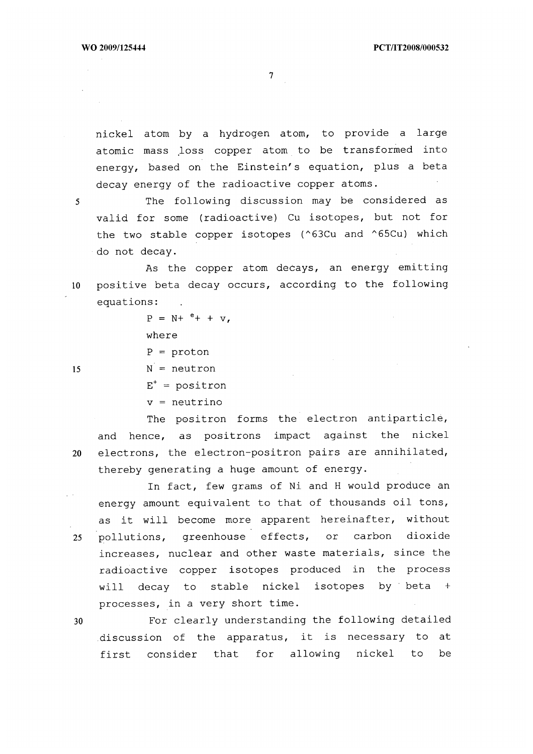nickel atom by a hydrogen atom, to provide a large atomic mass loss copper atom to be transformed into energy, based on the Einstein's equation, plus a beta decay energy of the radioactive copper atoms.

The following discussion may be considered as valid for some (radioactive) Cu isotopes, but not for the two stable copper isotopes (^63Cu and ^65Cu) which do not decay.

As the copper atom decays, an energy emitting positive beta decay occurs, according to the following equations:

$$P = N + {}^{e}+ + v,$$

where

P = proton

N = neutron

$E^{+}$ = positron

v = neutrino

The positron forms the electron antiparticle, and hence, as positrons impact against the nickel electrons, the electron-positron pairs are annihilated, thereby generating a huge amount of energy.

In fact, few grams of Ni and H would produce an energy amount equivalent to that of thousands oil tons, as it will become more apparent hereinafter, without pollutions, greenhouse effects, or carbon dioxide increases, nuclear and other waste materials, since the radioactive copper isotopes produced in the process will decay to stable nickel isotopes by beta + processes, in a very short time.

For clearly understanding the following detailed discussion of the apparatus, it is necessary to at first consider that for allowing nickel to be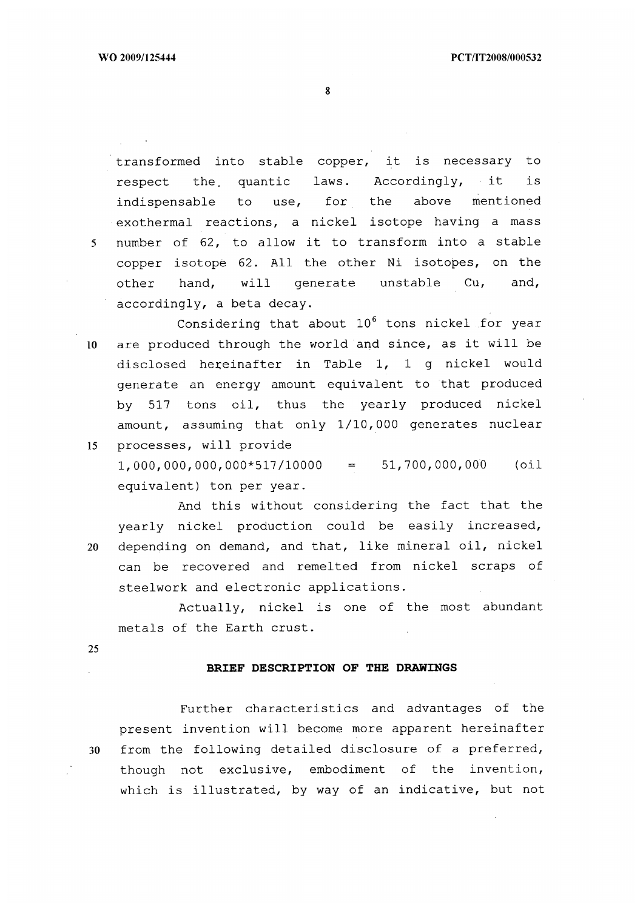transformed into stable copper, it is necessary to respect the quantic laws. Accordingly, it is indispensable to use, for the above mentioned exothermal reactions, a nickel isotope having a mass number of 62, to allow it to transform into a stable copper isotope 62. All the other Ni isotopes, on the other hand, will generate unstable Cu, and, accordingly, a beta decay.

Considering that about $10^6$ tons nickel for year are produced through the world and since, as it will be disclosed hereinafter in Table 1, 1 g nickel would generate an energy amount equivalent to that produced by 517 tons oil, thus the yearly produced nickel amount, assuming that only 1/10,000 generates nuclear processes, will provide

1,000,000,000,000*517/10000 = 51,700,000,000 (oil equivalent) ton per year.

And this without considering the fact that the yearly nickel production could be easily increased, depending on demand, and that, like mineral oil, nickel can be recovered and remelted from nickel scraps of steelwork and electronic applications.

Actually, nickel is one of the most abundant metals of the Earth crust.

## BRIEF DESCRIPTION OF THE DRAWINGS

Further characteristics and advantages of the present invention will become more apparent hereinafter from the following detailed disclosure of a preferred, though not exclusive, embodiment of the invention, which is illustrated, by way of an indicative, but not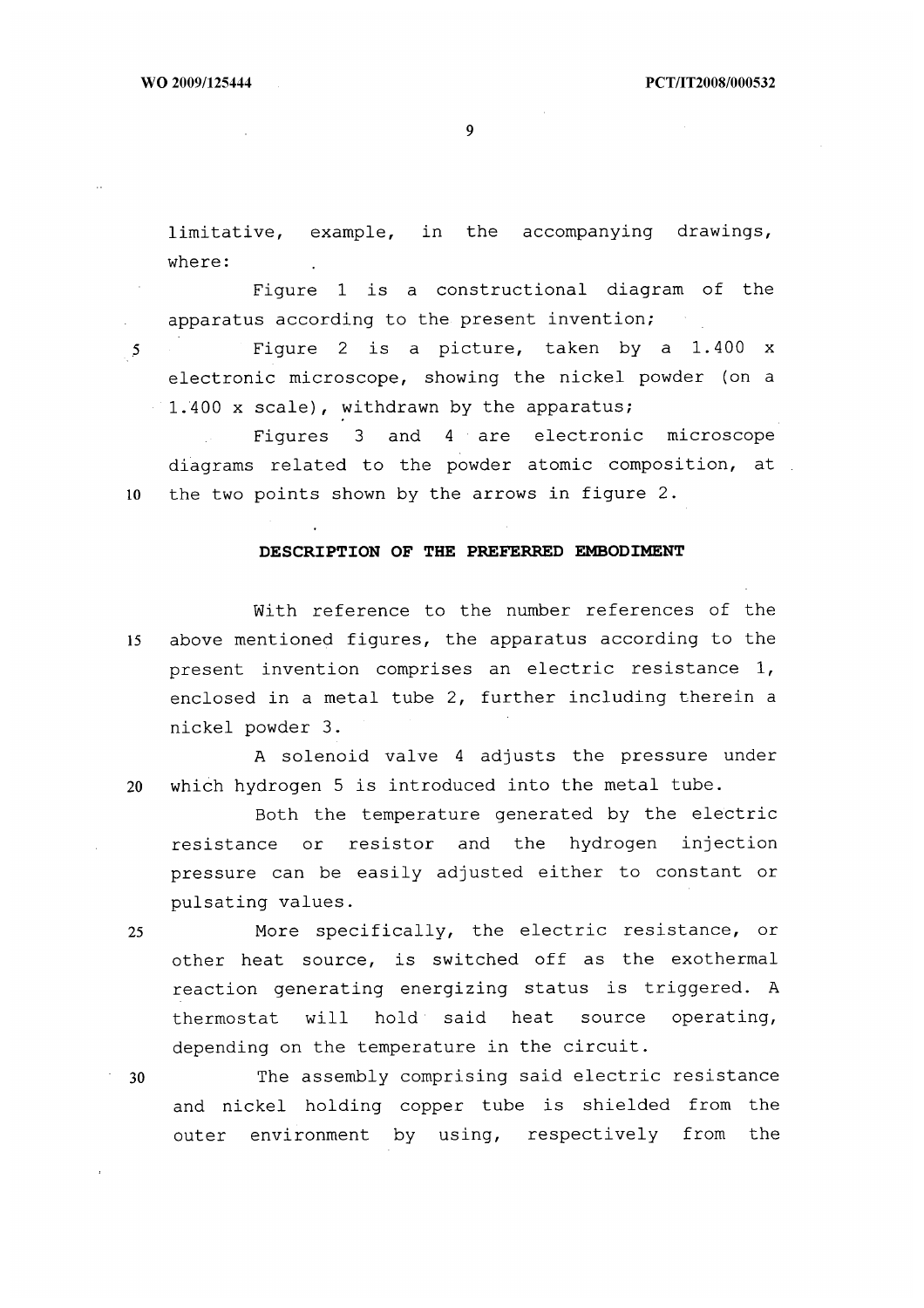limitative, example, in the accompanying drawings, where:

Figure 1 is a constructional diagram of the apparatus according to the present invention;

Figure 2 is a picture, taken by a 1.400 x electronic microscope, showing the nickel powder (on a 1.400 x scale), withdrawn by the apparatus;

Figures 3 and 4 are electronic microscope diagrams related to the powder atomic composition, at the two points shown by the arrows in figure 2.

## DESCRIPTION OF THE PREFERRED EMBODIMENT

With reference to the number references of the above mentioned figures, the apparatus according to the present invention comprises an electric resistance 1, enclosed in a metal tube 2, further including therein a nickel powder 3.

A solenoid valve 4 adjusts the pressure under which hydrogen 5 is introduced into the metal tube.

Both the temperature generated by the electric resistance or resistor and the hydrogen injection pressure can be easily adjusted either to constant or pulsating values.

More specifically, the electric resistance, or other heat source, is switched off as the exothermal reaction generating energizing status is triggered. A thermostat will hold said heat source operating, depending on the temperature in the circuit.

The assembly comprising said electric resistance and nickel holding copper tube is shielded from the outer environment by using, respectively from the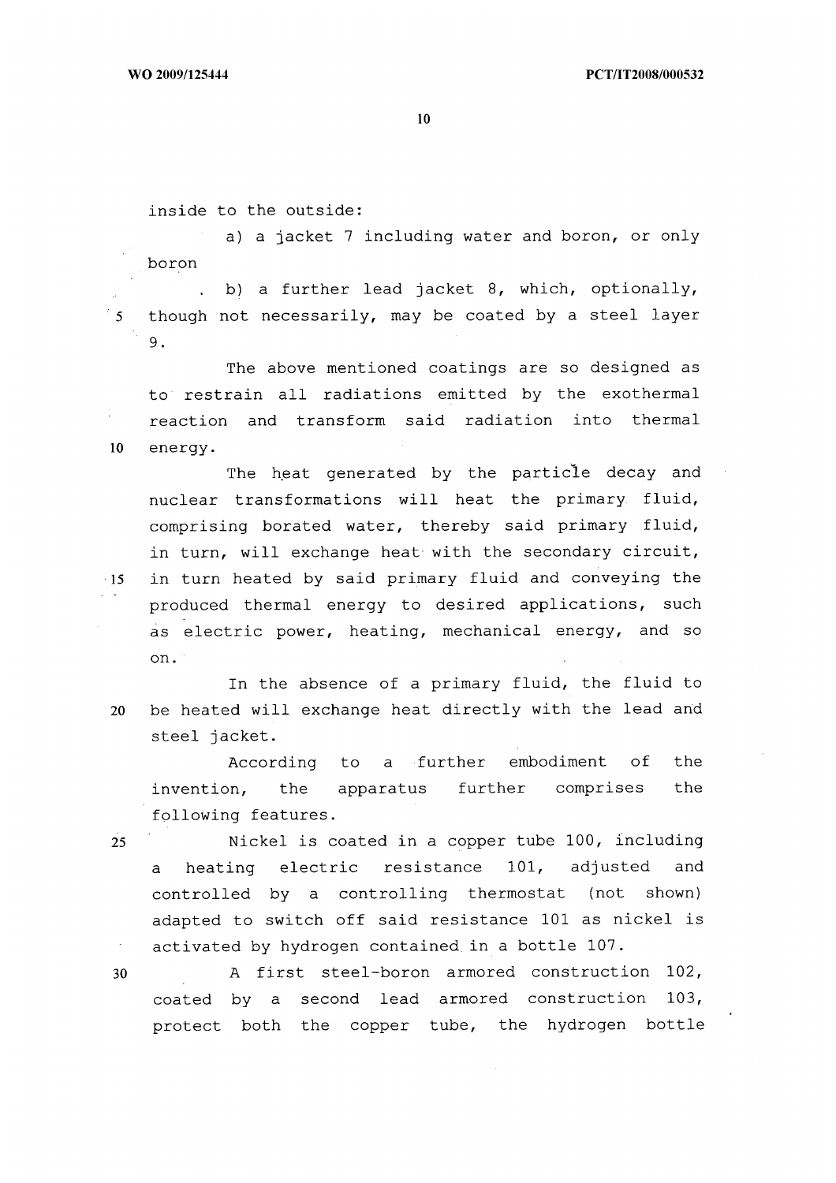inside to the outside:

a) a jacket 7 including water and boron, or only boron

b) a further lead jacket 8, which, optionally, though not necessarily, may be coated by a steel layer 9.

The above mentioned coatings are so designed as to restrain all radiations emitted by the exothermal reaction and transform said radiation into thermal energy.

The heat generated by the particle decay and nuclear transformations will heat the primary fluid, comprising borated water, thereby said primary fluid, in turn, will exchange heat with the secondary circuit, in turn heated by said primary fluid and conveying the produced thermal energy to desired applications, such as electric power, heating, mechanical energy, and so on.

In the absence of a primary fluid, the fluid to be heated will exchange heat directly with the lead and steel jacket.

According to a further embodiment of the invention, the apparatus further comprises the following features.

Nickel is coated in a copper tube 100, including a heating electric resistance 101, adjusted and controlled by a controlling thermostat (not shown) adapted to switch off said resistance 101 as nickel is activated by hydrogen contained in a bottle 107.

A first steel-boron armored construction 102, coated by a second lead armored construction 103, protect both the copper tube, the hydrogen bottle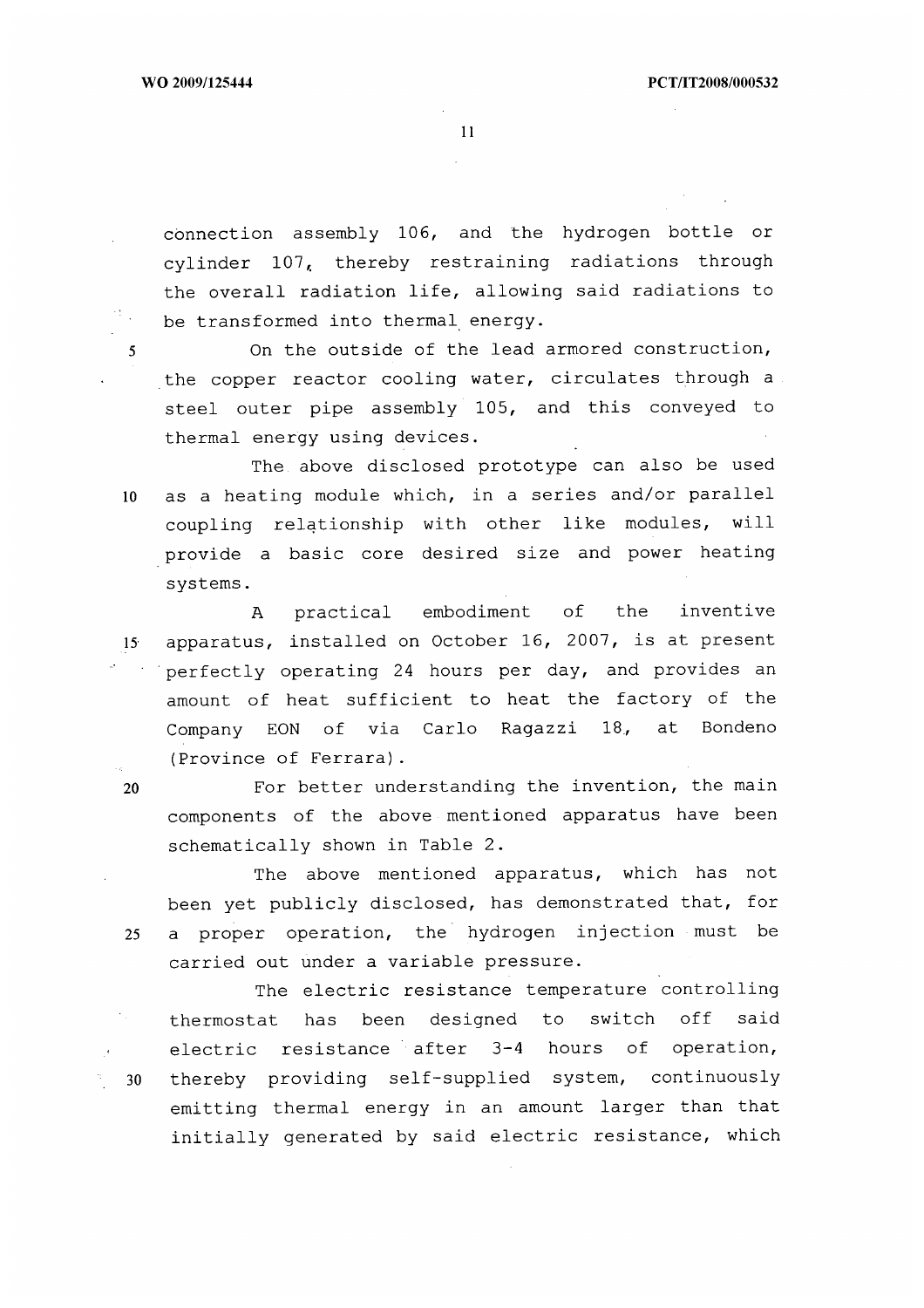connection assembly 106, and the hydrogen bottle or cylinder 107, thereby restraining radiations through the overall radiation life, allowing said radiations to be transformed into thermal energy.

On the outside of the lead armored construction, the copper reactor cooling water, circulates through a steel outer pipe assembly 105, and this conveyed to thermal energy using devices.

The above disclosed prototype can also be used as a heating module which, in a series and/or parallel coupling relationship with other like modules, will provide a basic core desired size and power heating systems.

A practical embodiment of the inventive apparatus, installed on October 16, 2007, is at present perfectly operating 24 hours per day, and provides an amount of heat sufficient to heat the factory of the Company EON of via Carlo Ragazzi 18, at Bondeno (Province of Ferrara).

For better understanding the invention, the main components of the above mentioned apparatus have been schematically shown in Table 2.

The above mentioned apparatus, which has not been yet publicly disclosed, has demonstrated that, for a proper operation, the hydrogen injection must be carried out under a variable pressure.

The electric resistance temperature controlling thermostat has been designed to switch off said electric resistance after 3-4 hours of operation, thereby providing self-supplied system, continuously emitting thermal energy in an amount larger than that initially generated by said electric resistance, which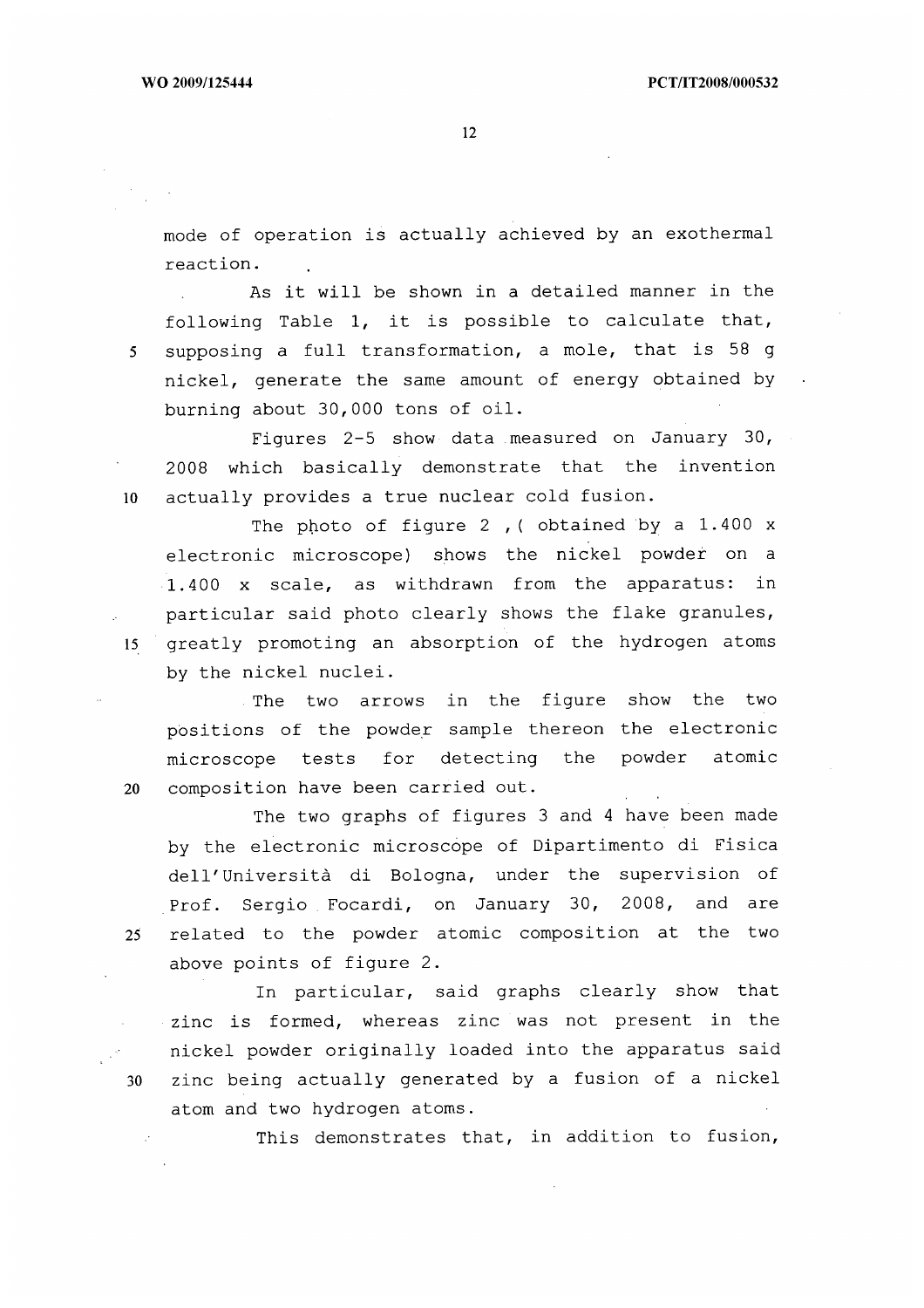mode of operation is actually achieved by an exothermal reaction.

As it will be shown in a detailed manner in the following Table 1, it is possible to calculate that, supposing a full transformation, a mole, that is 58 g nickel, generate the same amount of energy obtained by burning about 30,000 tons of oil.

Figures 2-5 show data measured on January 30, 2008 which basically demonstrate that the invention actually provides a true nuclear cold fusion.

The photo of figure 2 ,( obtained by a 1.400 x electronic microscope) shows the nickel powder on a 1.400 x scale, as withdrawn from the apparatus: in particular said photo clearly shows the flake granules, greatly promoting an absorption of the hydrogen atoms by the nickel nuclei.

The two arrows in the figure show the two positions of the powder sample thereon the electronic microscope tests for detecting the powder atomic composition have been carried out.

The two graphs of figures 3 and 4 have been made by the electronic microscope of Dipartimento di Fisica dell'Università di Bologna, under the supervision of Prof. Sergio Focardi, on January 30, 2008, and are related to the powder atomic composition at the two above points of figure 2.

In particular, said graphs clearly show that zinc is formed, whereas zinc was not present in the nickel powder originally loaded into the apparatus said zinc being actually generated by a fusion of a nickel atom and two hydrogen atoms.

This demonstrates that, in addition to fusion,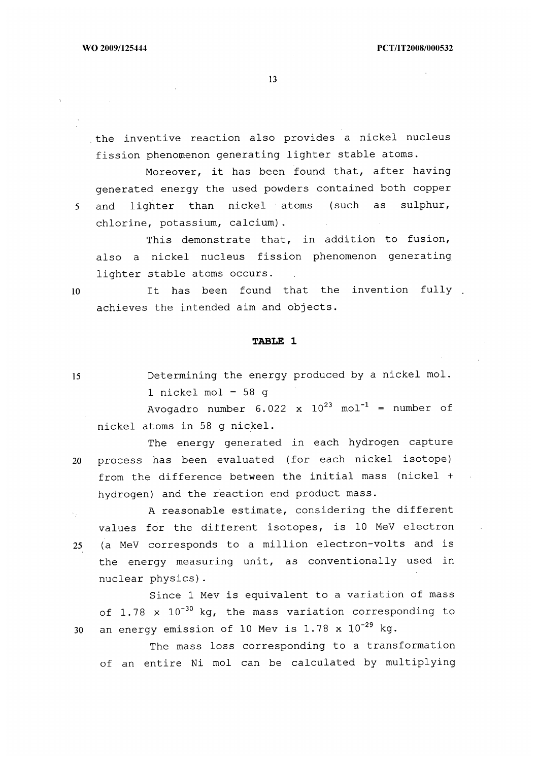the inventive reaction also provides a nickel nucleus fission phenomenon generating lighter stable atoms.

Moreover, it has been found that, after having generated energy the used powders contained both copper and lighter than nickel atoms (such as sulphur, chlorine, potassium, calcium).

This demonstrate that, in addition to fusion, also a nickel nucleus fission phenomenon generating lighter stable atoms occurs.

It has been found that the invention fully achieves the intended aim and objects.

**TABLE 1**

Determining the energy produced by a nickel mol.

1 nickel mol = 58 g

Avogadro number $6.022 \times 10^{23}$ $mol^{-1}$ = number of nickel atoms in 58 g nickel.

The energy generated in each hydrogen capture process has been evaluated (for each nickel isotope) from the difference between the initial mass (nickel + hydrogen) and the reaction end product mass.

A reasonable estimate, considering the different values for the different isotopes, is 10 MeV electron (a MeV corresponds to a million electron-volts and is the energy measuring unit, as conventionally used in nuclear physics).

Since 1 Mev is equivalent to a variation of mass of $1.78 \times 10^{-30}$ kg, the mass variation corresponding to an energy emission of 10 Mev is $1.78 \times 10^{-29}$ kg.

The mass loss corresponding to a transformation of an entire Ni mol can be calculated by multiplying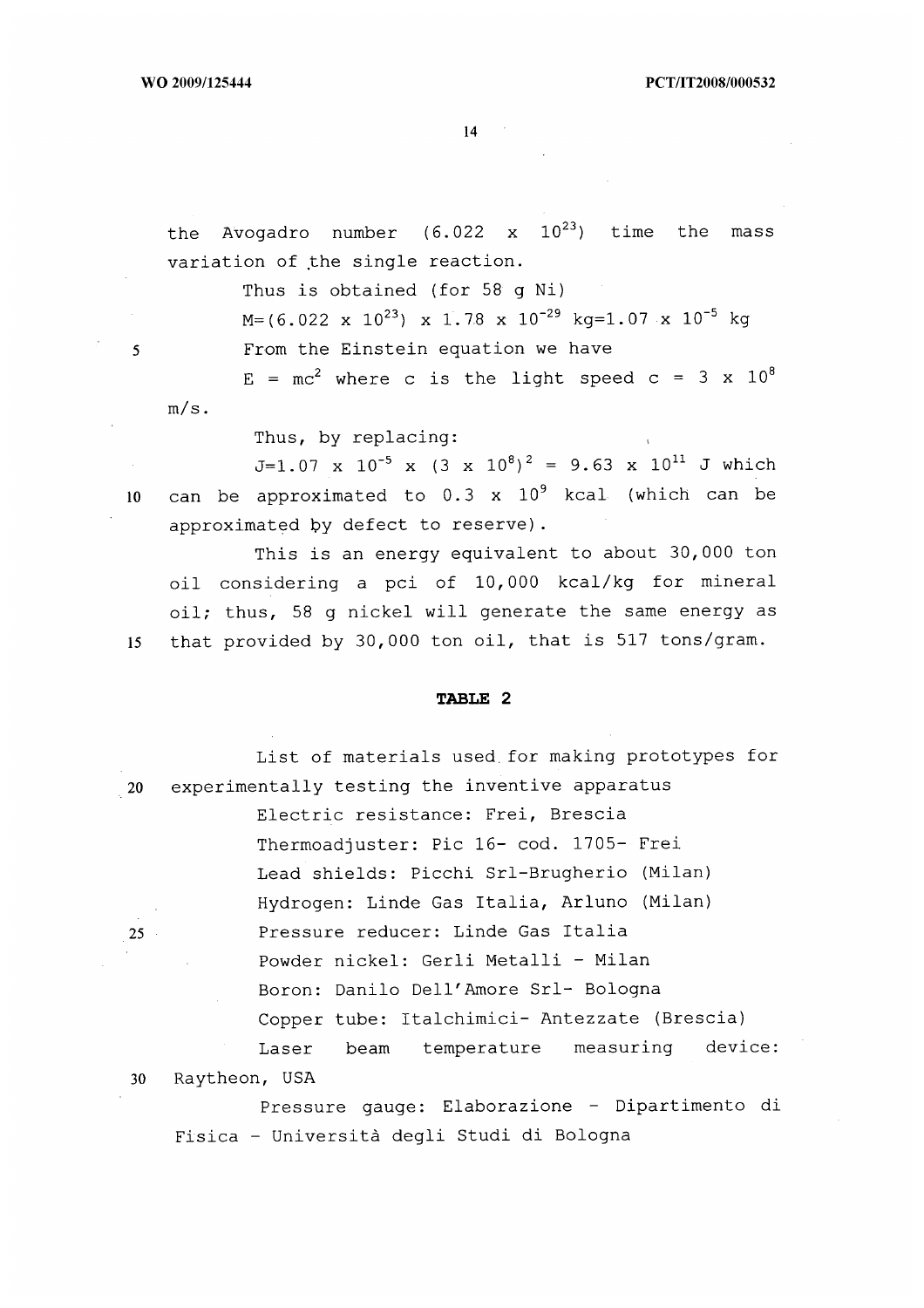the Avogadro number ($6.022 \times 10^{23}$) time the mass variation of the single reaction.

Thus is obtained (for 58 g Ni)

$M=(6.022 \times 10^{23}) \times 1.78 \times 10^{-29}$ kg$=1.07 \times 10^{-5}$ kg

From the Einstein equation we have

$E = mc^2$ where c is the light speed $c = 3 \times 10^8$ m/s.

Thus, by replacing:

$J=1.07 \times 10^{-5} \times (3 \times 10^8)^2 = 9.63 \times 10^{11}$ J which can be approximated to $0.3 \times 10^9$ kcal (which can be approximated by defect to reserve).

This is an energy equivalent to about 30,000 ton oil considering a pci of 10,000 kcal/kg for mineral oil; thus, 58 g nickel will generate the same energy as that provided by 30,000 ton oil, that is 517 tons/gram.

**TABLE 2**

List of materials used for making prototypes for experimentally testing the inventive apparatus

Electric resistance: Frei, Brescia

Thermoadjuster: Pic 16- cod. 1705- Frei

Lead shields: Picchi Srl-Brugherio (Milan)

Hydrogen: Linde Gas Italia, Arluno (Milan)

Pressure reducer: Linde Gas Italia

Powder nickel: Gerli Metalli - Milan

Boron: Danilo Dell'Amore Srl- Bologna

Copper tube: Italchimici- Antezzate (Brescia)

Laser beam temperature measuring device: Raytheon, USA

Pressure gauge: Elaborazione - Dipartimento di Fisica - Università degli Studi di Bologna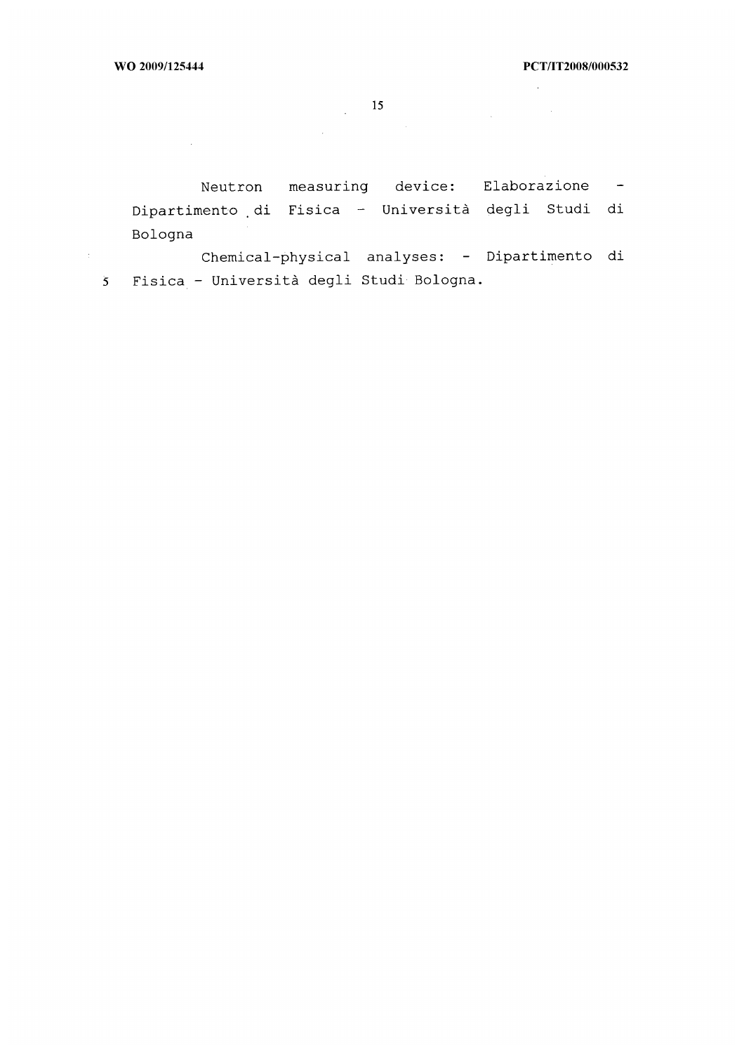Neutron measuring device: Elaborazione - Dipartimento di Fisica - Università degli Studi di Bologna

Chemical-physical analyses: - Dipartimento di Fisica - Università degli Studi Bologna.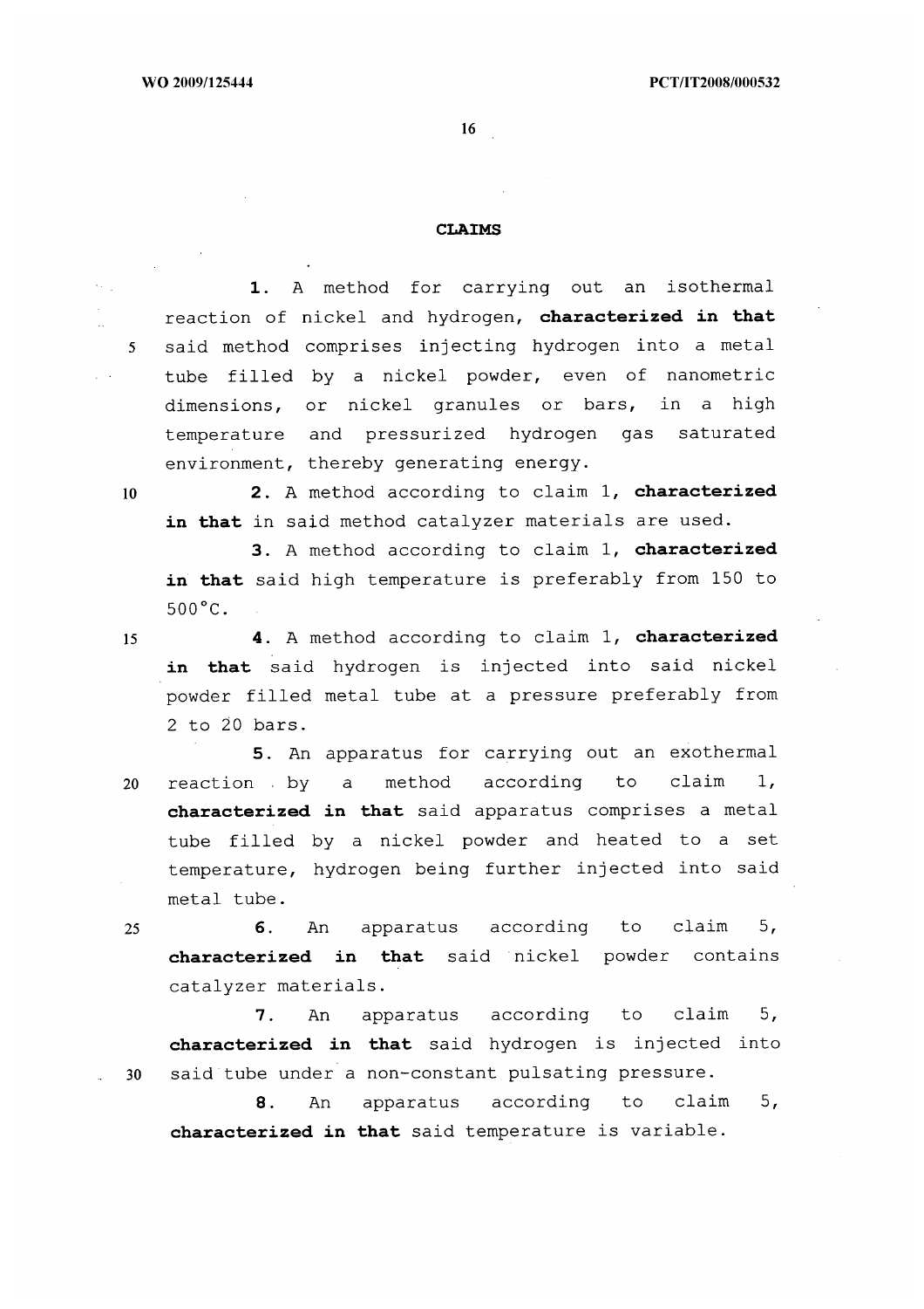## CLAIMS

**1.** A method for carrying out an isothermal reaction of nickel and hydrogen, **characterized in that** said method comprises injecting hydrogen into a metal tube filled by a nickel powder, even of nanometric dimensions, or nickel granules or bars, in a high temperature and pressurized hydrogen gas saturated environment, thereby generating energy.

**2.** A method according to claim 1, **characterized in that** in said method catalyzer materials are used.

**3.** A method according to claim 1, **characterized in that** said high temperature is preferably from 150 to 500°C.

**4.** A method according to claim 1, **characterized in that** said hydrogen is injected into said nickel powder filled metal tube at a pressure preferably from 2 to 20 bars.

**5.** An apparatus for carrying out an exothermal reaction by a method according to claim 1, **characterized in that** said apparatus comprises a metal tube filled by a nickel powder and heated to a set temperature, hydrogen being further injected into said metal tube.

**6.** An apparatus according to claim 5, **characterized in that** said nickel powder contains catalyzer materials.

**7.** An apparatus according to claim 5, **characterized in that** said hydrogen is injected into said tube under a non-constant pulsating pressure.

**8.** An apparatus according to claim 5, **characterized in that** said temperature is variable.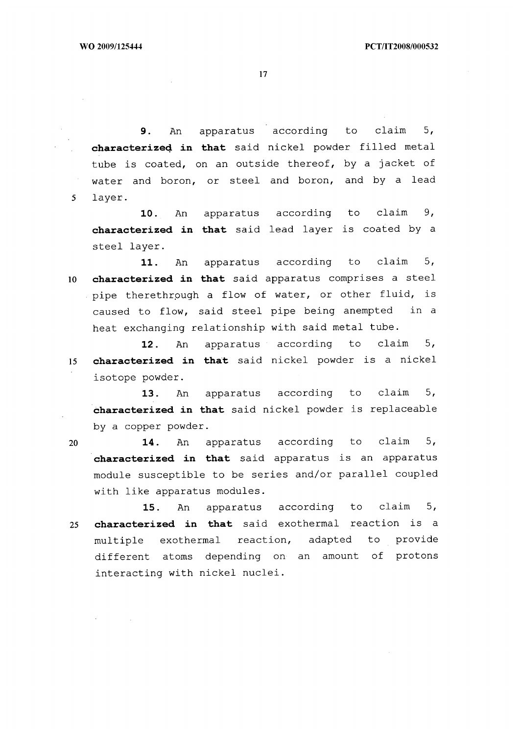**9.** An apparatus according to claim 5, **characterized in that** said nickel powder filled metal tube is coated, on an outside thereof, by a jacket of water and boron, or steel and boron, and by a lead layer.

**10.** An apparatus according to claim 9, **characterized in that** said lead layer is coated by a steel layer.

**11.** An apparatus according to claim 5, **characterized in that** said apparatus comprises a steel pipe therethrough a flow of water, or other fluid, is caused to flow, said steel pipe being anempted in a heat exchanging relationship with said metal tube.

**12.** An apparatus according to claim 5, **characterized in that** said nickel powder is a nickel isotope powder.

**13.** An apparatus according to claim 5, **characterized in that** said nickel powder is replaceable by a copper powder.

**14.** An apparatus according to claim 5, **characterized in that** said apparatus is an apparatus module susceptible to be series and/or parallel coupled with like apparatus modules.

**15.** An apparatus according to claim 5, **characterized in that** said exothermal reaction is a multiple exothermal reaction, adapted to provide different atoms depending on an amount of protons interacting with nickel nuclei.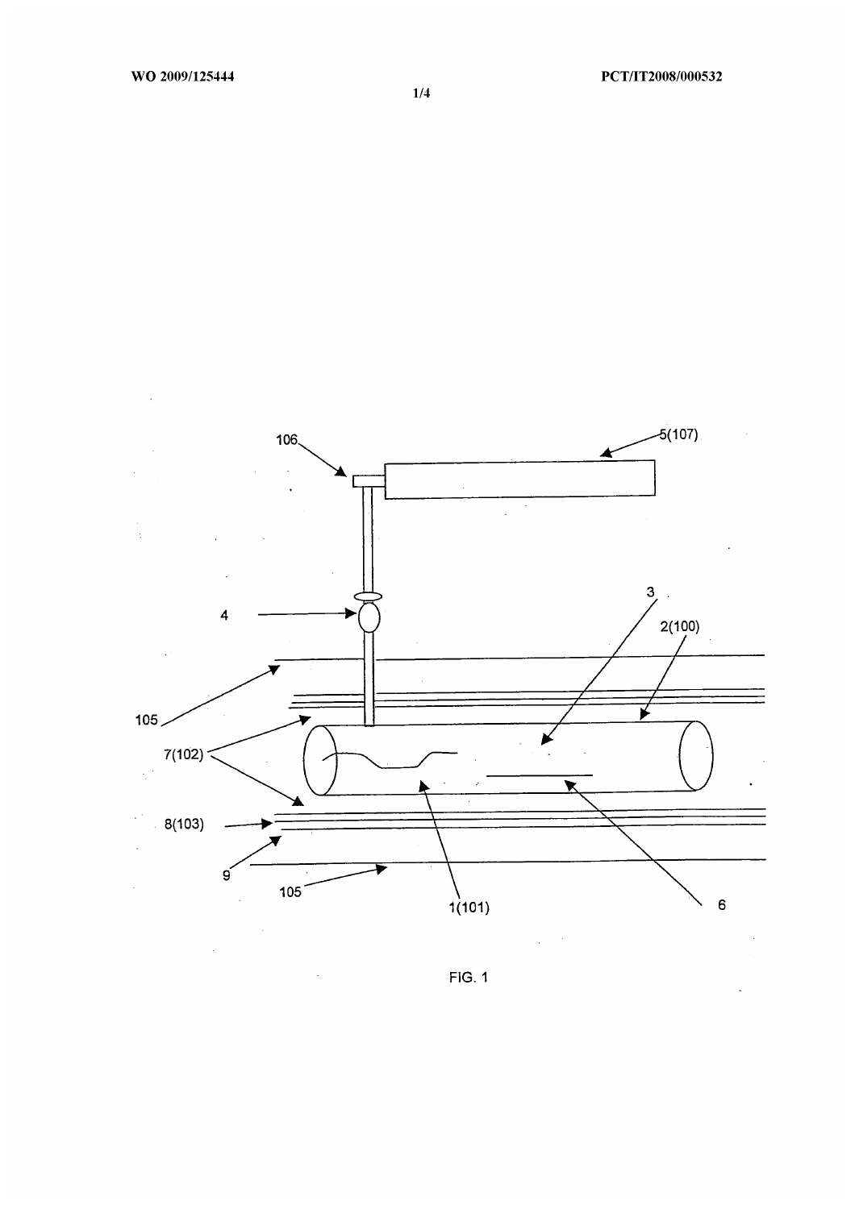106

5(107)

4

3

2(100)

105

7(102)

8(103)

9

105

1(101)

6

FIG. 1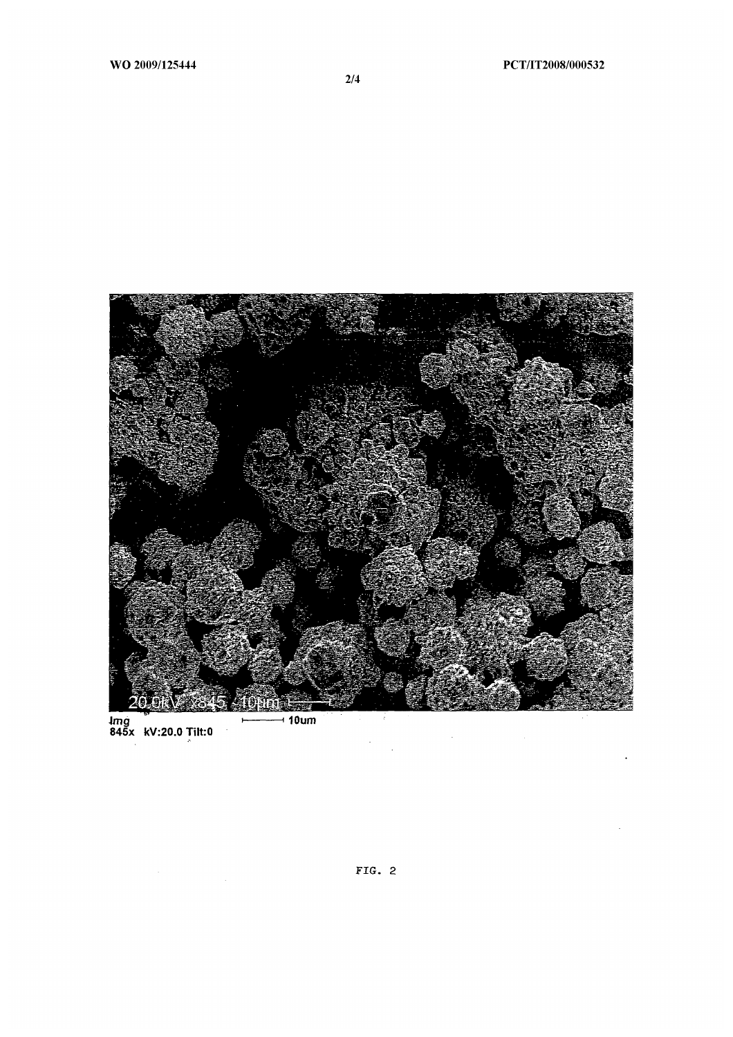Img
845x kV:20.0 Tilt:0

10um

FIG. 2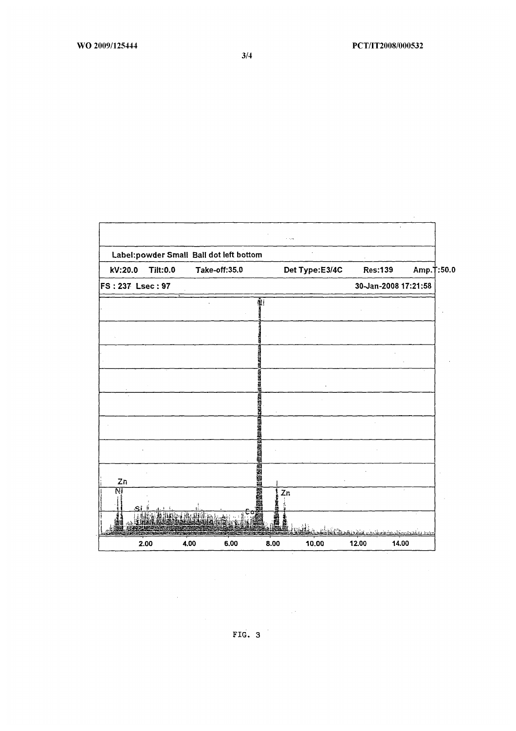Label:powder Small Ball dot left bottom

kV:20.0 Tilt:0.0 Take-off:35.0 Det Type:E3/4C Res:139 Amp.T:50.0

FS : 237 Lsec : 97 30-Jan-2008 17:21:58

FIG. 3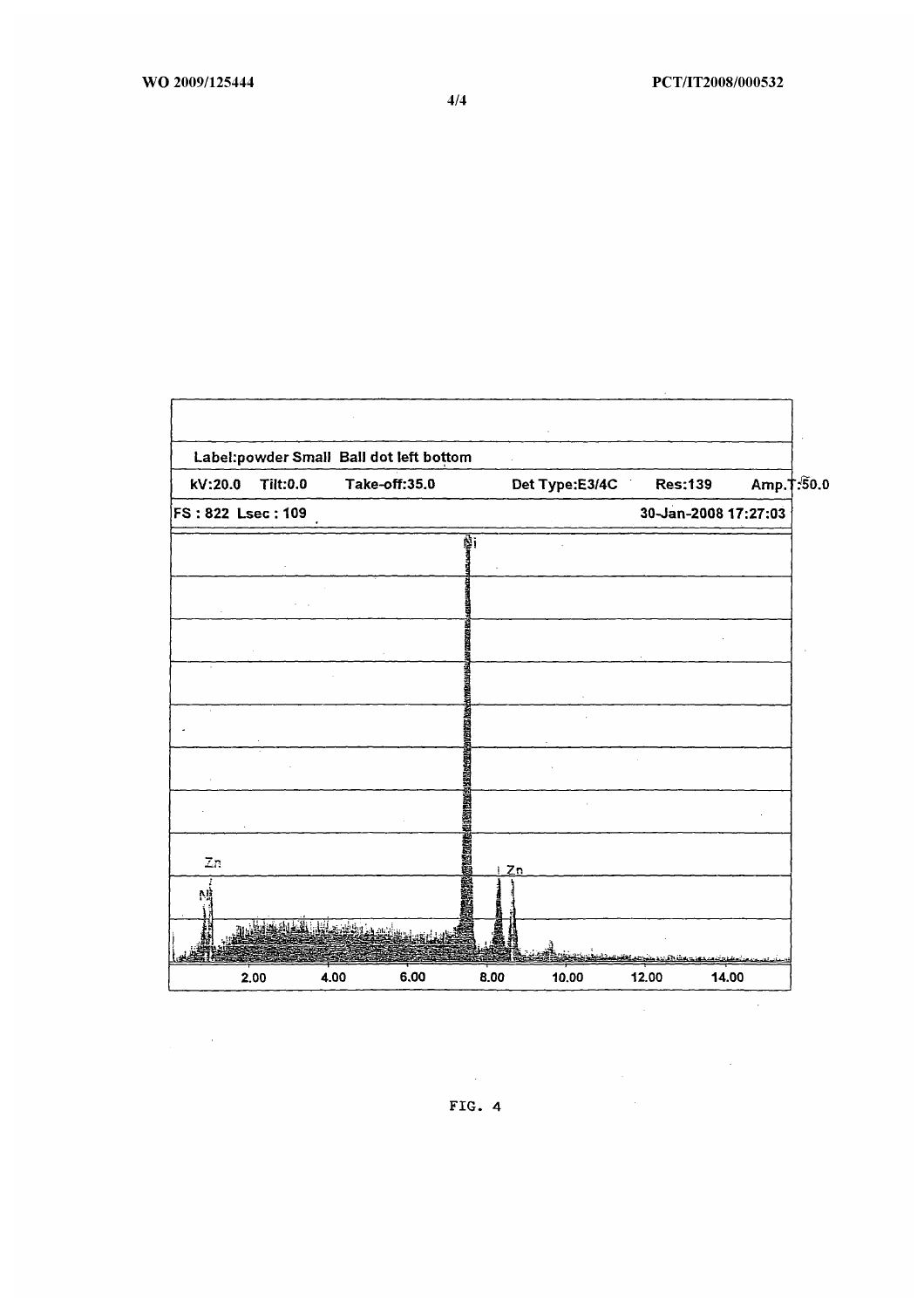Label:powder Small Ball dot left bottom

kV:20.0 Tilt:0.0 Take-off:35.0 Det Type:E3/4C Res:139 Amp.T:50.0

FS : 822 Lsec : 109 30-Jan-2008 17:27:03

Ni

Zn

Ni

Zn

2.00 4.00 6.00 8.00 10.00 12.00 14.00

FIG. 4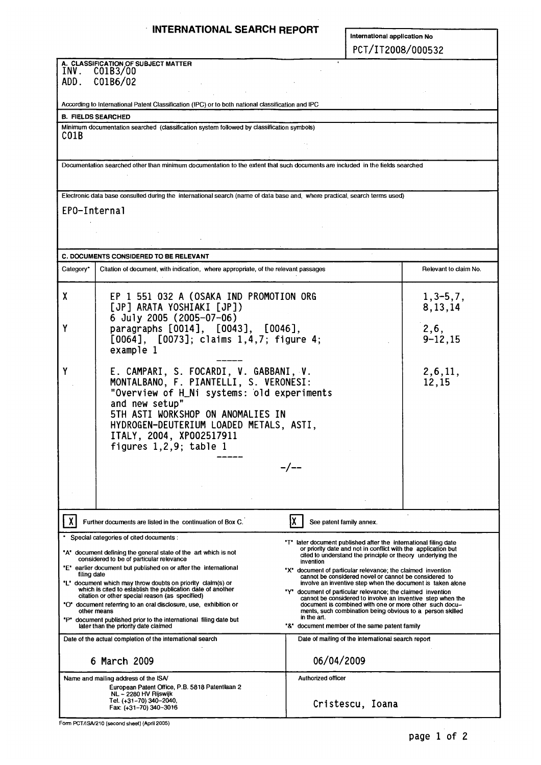# INTERNATIONAL SEARCH REPORT

International application No
PCT/IT2008/000532

**A. CLASSIFICATION OF SUBJECT MATTER**
INV. C01B3/00
ADD. C01B6/02

According to International Patent Classification (IPC) or to both national classification and IPC

**B. FIELDS SEARCHED**

Minimum documentation searched (classification system followed by classification symbols)
C01B

Documentation searched other than minimum documentation to the extent that such documents are included in the fields searched

Electronic data base consulted during the international search (name of data base and, where practical, search terms used)

EPO-Internal

**C. DOCUMENTS CONSIDERED TO BE RELEVANT**

| Category* | Citation of document, with indication, where appropriate, of the relevant passages | Relevant to claim No. |
|---|---|---|
| X | EP 1 551 032 A (OSAKA IND PROMOTION ORG [JP] ARATA YOSHIAKI [JP]) 6 July 2005 (2005-07-06) | 1,3-5,7, 8,13,14 |
| Y | paragraphs [0014], [0043], [0046], [0064], [0073]; claims 1,4,7; figure 4; example 1 | 2,6, 9-12,15 |
| Y | E. CAMPARI, S. FOCARDI, V. GABBANI, V. MONTALBANO, F. PIANTELLI, S. VERONESI: "Overview of H_Ni systems: old experiments and new setup" 5TH ASTI WORKSHOP ON ANOMALIES IN HYDROGEN-DEUTERIUM LOADED METALS, ASTI, ITALY, 2004, XP002517911 figures 1,2,9; table 1 | 2,6,11, 12,15 |

-/--

[X] Further documents are listed in the continuation of Box C.

[X] See patent family annex.

\* Special categories of cited documents :

"A" document defining the general state of the art which is not considered to be of particular relevance

"E" earlier document but published on or after the international filing date

"L" document which may throw doubts on priority claim(s) or which is cited to establish the publication date of another citation or other special reason (as specified)

"O" document referring to an oral disclosure, use, exhibition or other means

"P" document published prior to the international filing date but later than the priority date claimed

"T" later document published after the international filing date or priority date and not in conflict with the application but cited to understand the principle or theory underlying the invention

"X" document of particular relevance; the claimed invention cannot be considered novel or cannot be considered to involve an inventive step when the document is taken alone

"Y" document of particular relevance; the claimed invention cannot be considered to involve an inventive step when the document is combined with one or more other such documents, such combination being obvious to a person skilled in the art.

"&" document member of the same patent family

| Date of the actual completion of the international search | Date of mailing of the international search report |
|---|---|
| 6 March 2009 | 06/04/2009 |

| Name and mailing address of the ISA/ | Authorized officer |
|---|---|
| European Patent Office, P.B. 5818 Patentlaan 2 NL – 2280 HV Rijswijk Tel. (+31-70) 340-2040, Fax: (+31-70) 340-3016 | Cristescu, Ioana |

Form PCT/ISA/210 (second sheet) (April 2005)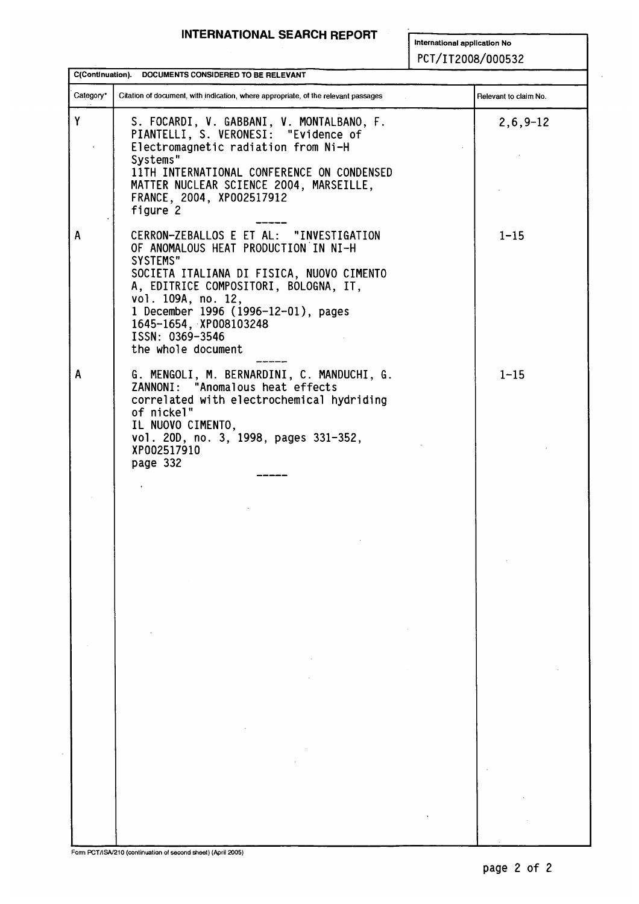# INTERNATIONAL SEARCH REPORT

International application No
PCT/IT2008/000532

**C(Continuation). DOCUMENTS CONSIDERED TO BE RELEVANT**

| Category* | Citation of document, with indication, where appropriate, of the relevant passages | Relevant to claim No. |
| --- | --- | --- |
| Y | S. FOCARDI, V. GABBANI, V. MONTALBANO, F. PIANTELLI, S. VERONESI: "Evidence of Electromagnetic radiation from Ni-H Systems" 11TH INTERNATIONAL CONFERENCE ON CONDENSED MATTER NUCLEAR SCIENCE 2004, MARSEILLE, FRANCE, 2004, XP002517912 figure 2 | 2,6,9-12 |
| A | CERRON-ZEBALLOS E ET AL: "INVESTIGATION OF ANOMALOUS HEAT PRODUCTION IN NI-H SYSTEMS" SOCIETA ITALIANA DI FISICA, NUOVO CIMENTO A, EDITRICE COMPOSITORI, BOLOGNA, IT, vol. 109A, no. 12, 1 December 1996 (1996-12-01), pages 1645-1654, XP008103248 ISSN: 0369-3546 the whole document | 1-15 |
| A | G. MENGOLI, M. BERNARDINI, C. MANDUCHI, G. ZANNONI: "Anomalous heat effects correlated with electrochemical hydriding of nickel" IL NUOVO CIMENTO, vol. 20D, no. 3, 1998, pages 331-352, XP002517910 page 332 | 1-15 |

Form PCT/ISA/210 (continuation of second sheet) (April 2005)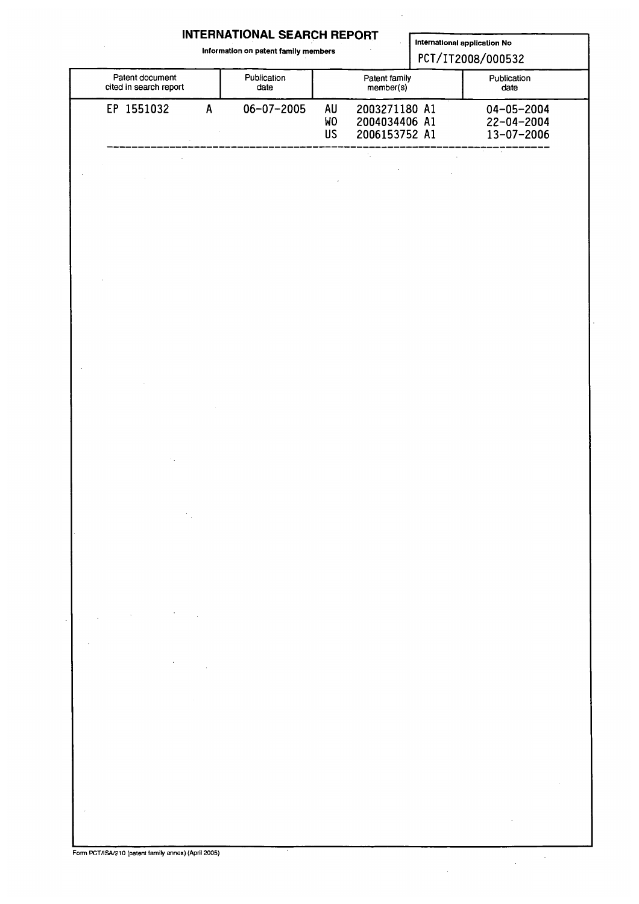# INTERNATIONAL SEARCH REPORT

**Information on patent family members**

International application No
PCT/IT2008/000532

| Patent document cited in search report | | Publication date | Patent family member(s) | | Publication date |
|---|---|---|---|---|---|
| EP 1551032 | A | 06-07-2005 | AU | 2003271180 A1 | 04-05-2004 |
| | | | WO | 2004034406 A1 | 22-04-2004 |
| | | | US | 2006153752 A1 | 13-07-2006 |

Form PCT/ISA/210 (patent family annex) (April 2005)